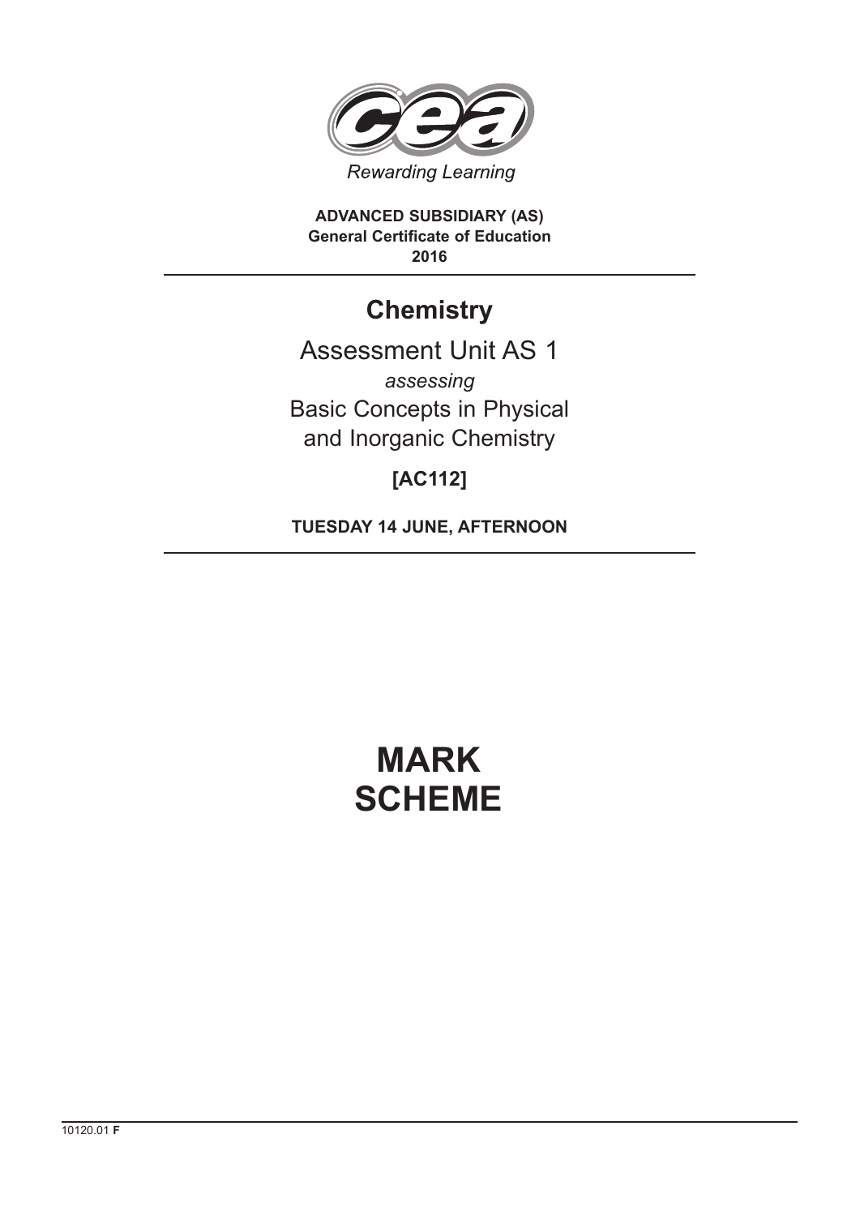Rewarding Learning

**ADVANCED SUBSIDIARY (AS)**
**General Certificate of Education**
**2016**

# Chemistry

Assessment Unit AS 1

*assessing*

Basic Concepts in Physical and Inorganic Chemistry

**[AC112]**

**TUESDAY 14 JUNE, AFTERNOON**

# MARK SCHEME

10120.01 **F**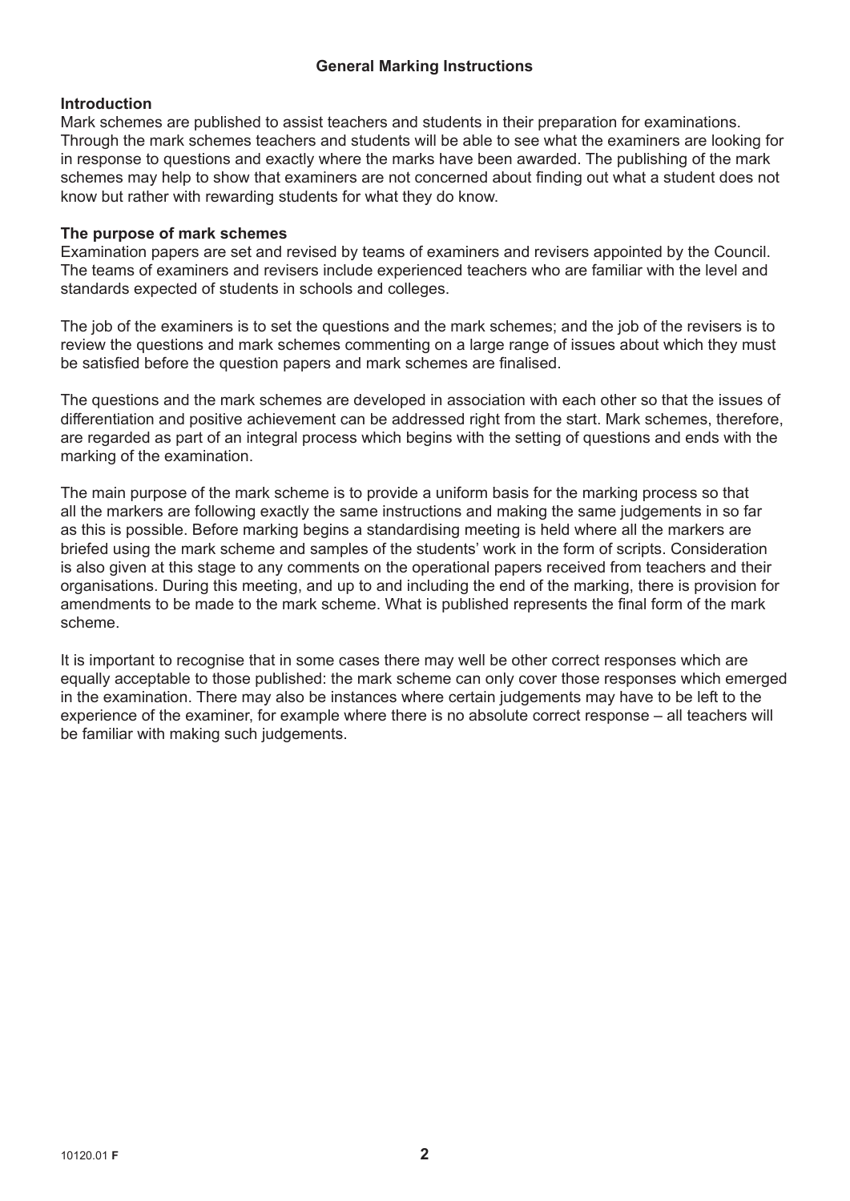## General Marking Instructions

### Introduction

Mark schemes are published to assist teachers and students in their preparation for examinations. Through the mark schemes teachers and students will be able to see what the examiners are looking for in response to questions and exactly where the marks have been awarded. The publishing of the mark schemes may help to show that examiners are not concerned about finding out what a student does not know but rather with rewarding students for what they do know.

### The purpose of mark schemes

Examination papers are set and revised by teams of examiners and revisers appointed by the Council. The teams of examiners and revisers include experienced teachers who are familiar with the level and standards expected of students in schools and colleges.

The job of the examiners is to set the questions and the mark schemes; and the job of the revisers is to review the questions and mark schemes commenting on a large range of issues about which they must be satisfied before the question papers and mark schemes are finalised.

The questions and the mark schemes are developed in association with each other so that the issues of differentiation and positive achievement can be addressed right from the start. Mark schemes, therefore, are regarded as part of an integral process which begins with the setting of questions and ends with the marking of the examination.

The main purpose of the mark scheme is to provide a uniform basis for the marking process so that all the markers are following exactly the same instructions and making the same judgements in so far as this is possible. Before marking begins a standardising meeting is held where all the markers are briefed using the mark scheme and samples of the students' work in the form of scripts. Consideration is also given at this stage to any comments on the operational papers received from teachers and their organisations. During this meeting, and up to and including the end of the marking, there is provision for amendments to be made to the mark scheme. What is published represents the final form of the mark scheme.

It is important to recognise that in some cases there may well be other correct responses which are equally acceptable to those published: the mark scheme can only cover those responses which emerged in the examination. There may also be instances where certain judgements may have to be left to the experience of the examiner, for example where there is no absolute correct response – all teachers will be familiar with making such judgements.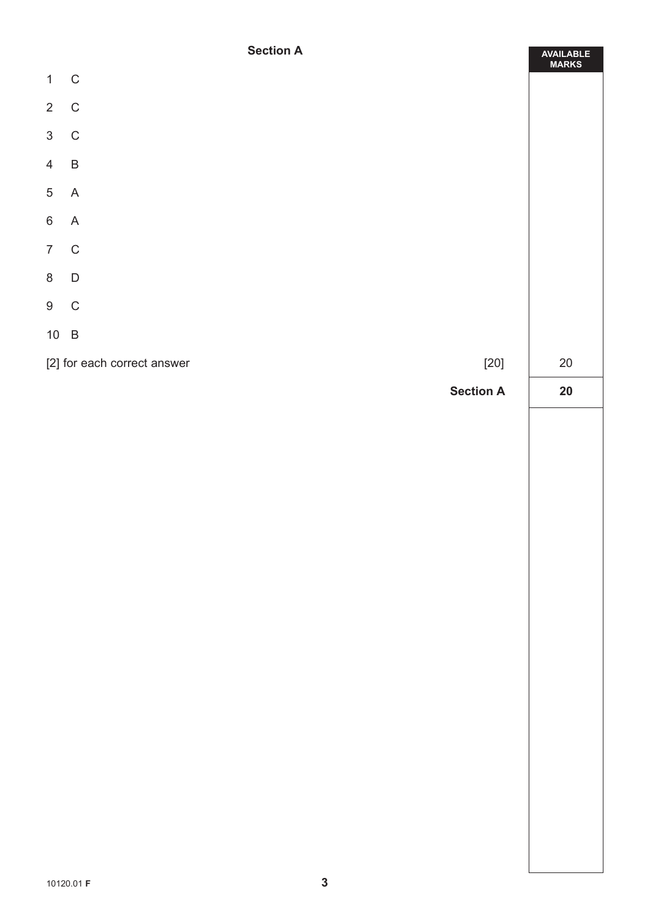## Section A

| | | AVAILABLE MARKS |
|---|---|---|
| 1 | C | |
| 2 | C | |
| 3 | C | |
| 4 | B | |
| 5 | A | |
| 6 | A | |
| 7 | C | |
| 8 | D | |
| 9 | C | |
| 10 | B | |
| [2] for each correct answer | [20] | 20 |
| | **Section A** | **20** |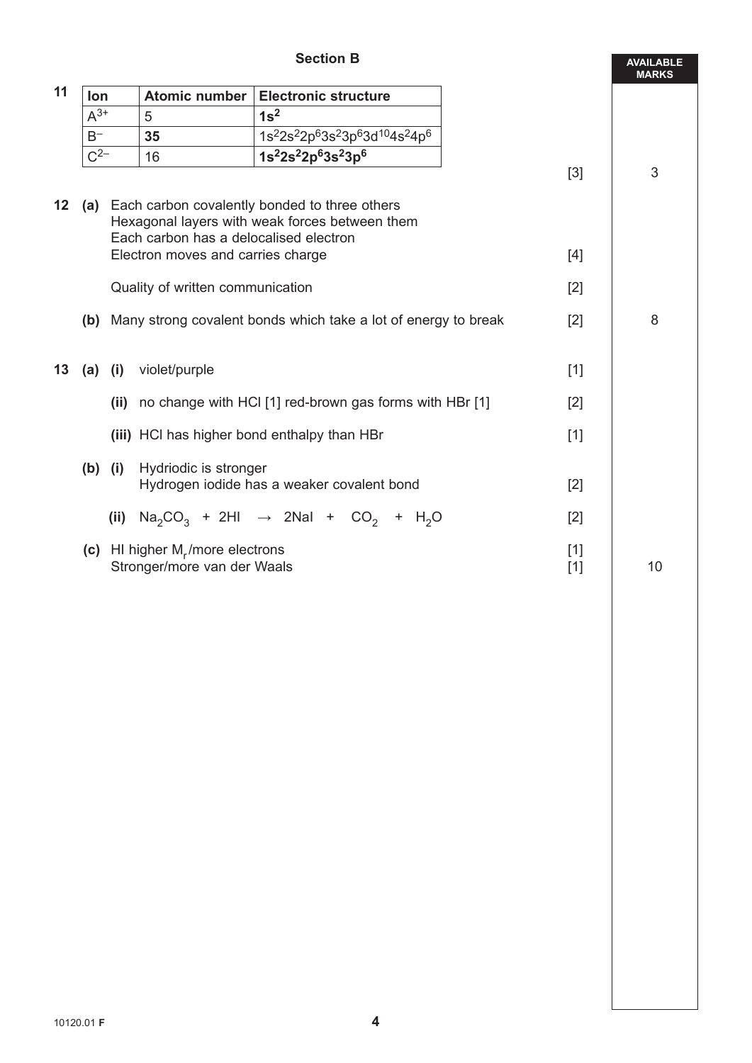## Section B

**11**

| Ion | Atomic number | Electronic structure |
|---|---|---|
| $A^{3+}$ | 5 | $\mathbf{1s^2}$ |
| $B^-$ | **35** | $1s^22s^22p^63s^23p^63d^{10}4s^24p^6$ |
| $C^{2-}$ | 16 | $\mathbf{1s^22s^22p^63s^23p^6}$ |

[3] — AVAILABLE MARKS: 3

**12 (a)** Each carbon covalently bonded to three others
Hexagonal layers with weak forces between them
Each carbon has a delocalised electron
Electron moves and carries charge [4]

Quality of written communication [2]

**(b)** Many strong covalent bonds which take a lot of energy to break [2] — AVAILABLE MARKS: 8

**13 (a) (i)** violet/purple [1]

**(ii)** no change with HCl [1] red-brown gas forms with HBr [1] [2]

**(iii)** HCl has higher bond enthalpy than HBr [1]

**(b) (i)** Hydriodic is stronger
Hydrogen iodide has a weaker covalent bond [2]

**(ii)** $Na_2CO_3 + 2HI \rightarrow 2NaI + CO_2 + H_2O$ [2]

**(c)** HI higher $M_r$/more electrons [1]
Stronger/more van der Waals [1] — AVAILABLE MARKS: 10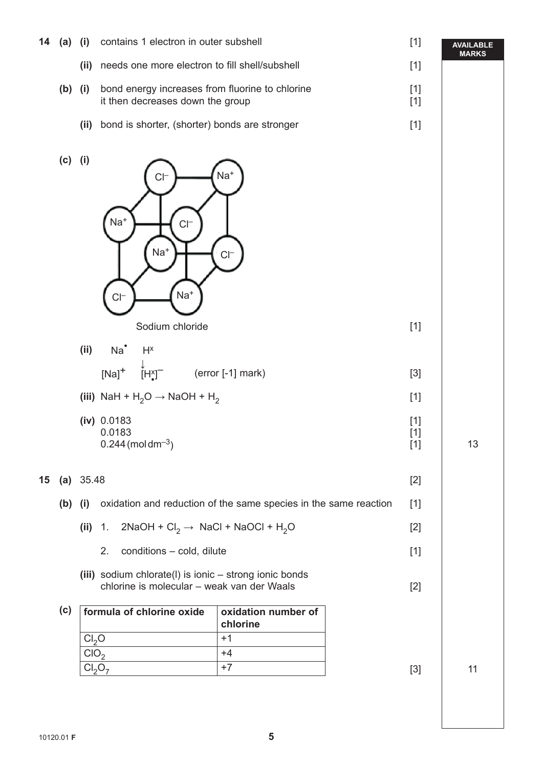| | | | | | AVAILABLE MARKS |
|---|---|---|---|---|---|
| **14** | **(a)** | **(i)** | contains 1 electron in outer subshell | [1] | |
| | | **(ii)** | needs one more electron to fill shell/subshell | [1] | |
| | **(b)** | **(i)** | bond energy increases from fluorine to chlorine<br>it then decreases down the group | [1]<br>[1] | |
| | | **(ii)** | bond is shorter, (shorter) bonds are stronger | [1] | |
| | **(c)** | **(i)** | Sodium chloride | [1] | |
| | | **(ii)** | $Na^{\bullet}$ $H^{x}$ → $[Na]^{+}$ $[H^{x}_{\bullet}]^{-}$ (error [-1] mark) | [3] | |
| | | **(iii)** | $NaH + H_2O \rightarrow NaOH + H_2$ | [1] | |
| | | **(iv)** | 0.0183<br>0.0183<br>0.244 (mol $dm^{-3}$) | [1]<br>[1]<br>[1] | 13 |
| **15** | **(a)** | | 35.48 | [2] | |
| | **(b)** | **(i)** | oxidation and reduction of the same species in the same reaction | [1] | |
| | | **(ii)** | 1. $2NaOH + Cl_2 \rightarrow NaCl + NaOCl + H_2O$ | [2] | |
| | | | 2. conditions – cold, dilute | [1] | |
| | | **(iii)** | sodium chlorate(I) is ionic – strong ionic bonds<br>chlorine is molecular – weak van der Waals | [2] | |
| | **(c)** | | see table below | [3] | 11 |

| formula of chlorine oxide | oxidation number of chlorine |
|---|---|
| $Cl_2O$ | +1 |
| $ClO_2$ | +4 |
| $Cl_2O_7$ | +7 |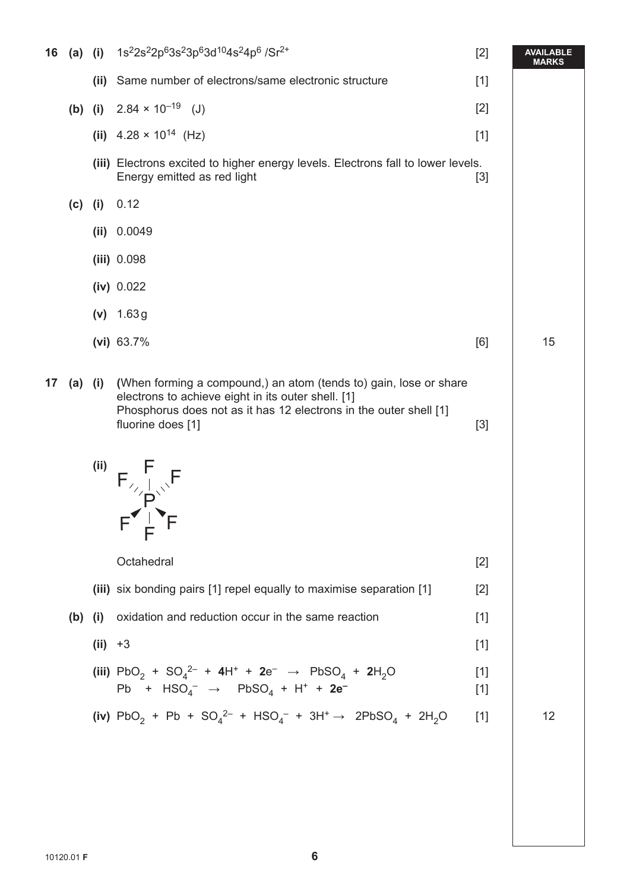| | | | | | AVAILABLE MARKS |
|---|---|---|---|---|---|
| **16** | **(a)** | **(i)** | $1s^22s^22p^63s^23p^63d^{10}4s^24p^6$ /$Sr^{2+}$ | [2] | |
| | | **(ii)** | Same number of electrons/same electronic structure | [1] | |
| | **(b)** | **(i)** | $2.84 \times 10^{-19}$ (J) | [2] | |
| | | **(ii)** | $4.28 \times 10^{14}$ (Hz) | [1] | |
| | | **(iii)** | Electrons excited to higher energy levels. Electrons fall to lower levels. Energy emitted as red light | [3] | |
| | **(c)** | **(i)** | 0.12 | | |
| | | **(ii)** | 0.0049 | | |
| | | **(iii)** | 0.098 | | |
| | | **(iv)** | 0.022 | | |
| | | **(v)** | 1.63 g | | |
| | | **(vi)** | 63.7% | [6] | 15 |
| **17** | **(a)** | **(i)** | **(**When forming a compound,) an atom (tends to) gain, lose or share electrons to achieve eight in its outer shell. [1] Phosphorus does not as it has 12 electrons in the outer shell [1] fluorine does [1] | [3] | |
| | | **(ii)** | [Diagram: octahedral $PF_6$ structure] Octahedral | [2] | |
| | | **(iii)** | six bonding pairs [1] repel equally to maximise separation [1] | [2] | |
| | **(b)** | **(i)** | oxidation and reduction occur in the same reaction | [1] | |
| | | **(ii)** | +3 | [1] | |
| | | **(iii)** | $PbO_2 + SO_4^{2-} + \mathbf{4}H^+ + \mathbf{2}e^- \rightarrow PbSO_4 + \mathbf{2}H_2O$ | [1] | |
| | | | $Pb + HSO_4^- \rightarrow PbSO_4 + H^+ + \mathbf{2e^-}$ | [1] | |
| | | **(iv)** | $PbO_2 + Pb + SO_4^{2-} + HSO_4^- + 3H^+ \rightarrow 2PbSO_4 + 2H_2O$ | [1] | 12 |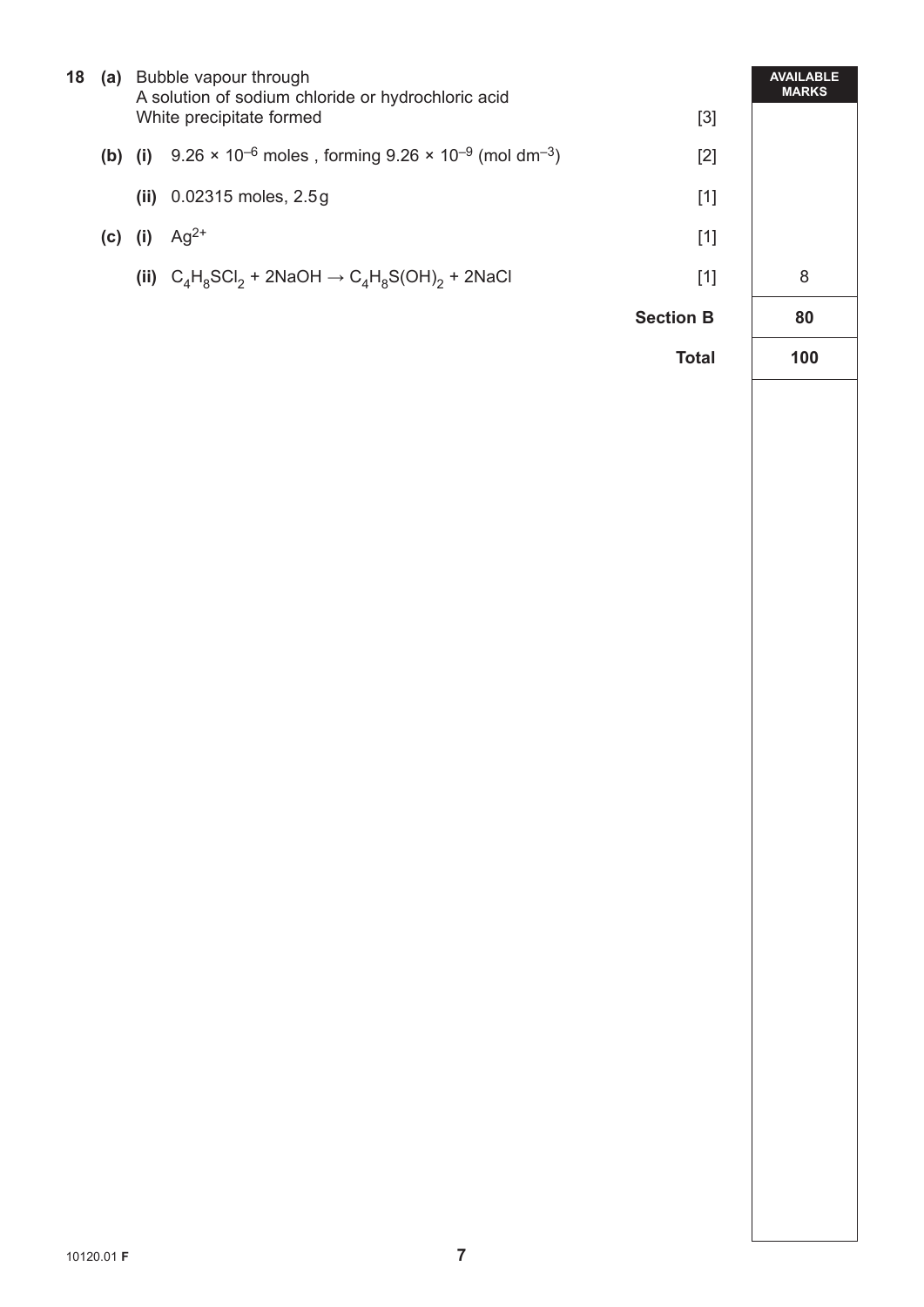| | | | | AVAILABLE MARKS |
|---|---|---|---|---|
| **18** | **(a)** | Bubble vapour through<br>A solution of sodium chloride or hydrochloric acid<br>White precipitate formed | [3] | |
| | **(b) (i)** | $9.26 \times 10^{-6}$ moles , forming $9.26 \times 10^{-9}$ (mol $dm^{-3}$) | [2] | |
| | **(ii)** | 0.02315 moles, 2.5 g | [1] | |
| | **(c) (i)** | $Ag^{2+}$ | [1] | |
| | **(ii)** | $C_4H_8SCl_2 + 2NaOH \rightarrow C_4H_8S(OH)_2 + 2NaCl$ | [1] | 8 |
| | | | **Section B** | **80** |
| | | | **Total** | **100** |